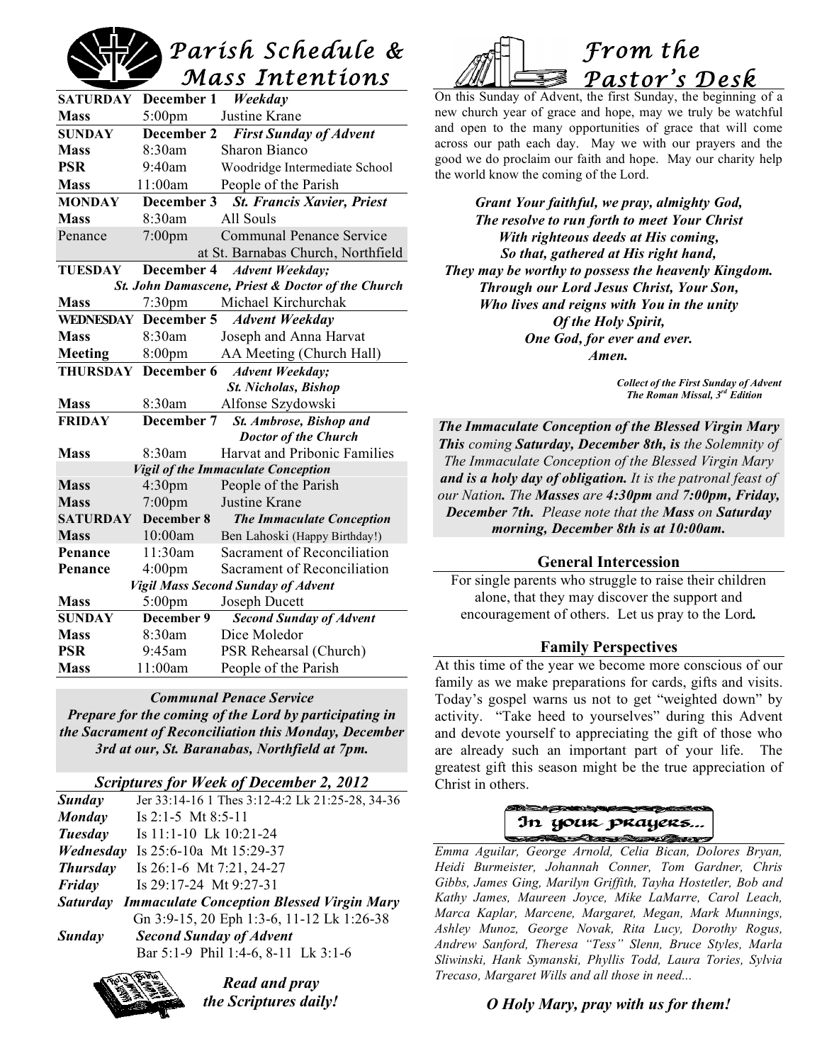# Parish Schedule & Mass Intentions

| | | |
|---|---|---|
| **SATURDAY** | **December 1** | *Weekday* |
| **Mass** | 5:00pm | Justine Krane |
| **SUNDAY** | **December 2** | *First Sunday of Advent* |
| **Mass** | 8:30am | Sharon Bianco |
| **PSR** | 9:40am | Woodridge Intermediate School |
| **Mass** | 11:00am | People of the Parish |
| **MONDAY** | **December 3** | *St. Francis Xavier, Priest* |
| **Mass** | 8:30am | All Souls |
| Penance | 7:00pm | Communal Penance Service at St. Barnabas Church, Northfield |
| **TUESDAY** | **December 4** | *Advent Weekday; St. John Damascene, Priest & Doctor of the Church* |
| **Mass** | 7:30pm | Michael Kirchurchak |
| **WEDNESDAY** | **December 5** | *Advent Weekday* |
| **Mass** | 8:30am | Joseph and Anna Harvat |
| **Meeting** | 8:00pm | AA Meeting (Church Hall) |
| **THURSDAY** | **December 6** | *Advent Weekday; St. Nicholas, Bishop* |
| **Mass** | 8:30am | Alfonse Szydowski |
| **FRIDAY** | **December 7** | *St. Ambrose, Bishop and Doctor of the Church* |
| **Mass** | 8:30am | Harvat and Pribonic Families |
| | | *Vigil of the Immaculate Conception* |
| **Mass** | 4:30pm | People of the Parish |
| **Mass** | 7:00pm | Justine Krane |
| **SATURDAY** | **December 8** | *The Immaculate Conception* |
| **Mass** | 10:00am | Ben Lahoski (Happy Birthday!) |
| **Penance** | 11:30am | Sacrament of Reconciliation |
| **Penance** | 4:00pm | Sacrament of Reconciliation |
| | | *Vigil Mass Second Sunday of Advent* |
| **Mass** | 5:00pm | Joseph Ducett |
| **SUNDAY** | **December 9** | *Second Sunday of Advent* |
| **Mass** | 8:30am | Dice Moledor |
| **PSR** | 9:45am | PSR Rehearsal (Church) |
| **Mass** | 11:00am | People of the Parish |

***Communal Penace Service***
***Prepare for the coming of the Lord by participating in the Sacrament of Reconciliation this Monday, December 3rd at our, St. Baranabas, Northfield at 7pm.***

## *Scriptures for Week of December 2, 2012*

| | |
|---|---|
| ***Sunday*** | Jer 33:14-16 1 Thes 3:12-4:2 Lk 21:25-28, 34-36 |
| ***Monday*** | Is 2:1-5 Mt 8:5-11 |
| ***Tuesday*** | Is 11:1-10 Lk 10:21-24 |
| ***Wednesday*** | Is 25:6-10a Mt 15:29-37 |
| ***Thursday*** | Is 26:1-6 Mt 7:21, 24-27 |
| ***Friday*** | Is 29:17-24 Mt 9:27-31 |
| ***Saturday*** | ***Immaculate Conception Blessed Virgin Mary*** Gn 3:9-15, 20 Eph 1:3-6, 11-12 Lk 1:26-38 |
| ***Sunday*** | ***Second Sunday of Advent*** Bar 5:1-9 Phil 1:4-6, 8-11 Lk 3:1-6 |

***Read and pray the Scriptures daily!***

# From the Pastor's Desk

On this Sunday of Advent, the first Sunday, the beginning of a new church year of grace and hope, may we truly be watchful and open to the many opportunities of grace that will come across our path each day. May we with our prayers and the good we do proclaim our faith and hope. May our charity help the world know the coming of the Lord.

***Grant Your faithful, we pray, almighty God,***
***The resolve to run forth to meet Your Christ***
***With righteous deeds at His coming,***
***So that, gathered at His right hand,***
***They may be worthy to possess the heavenly Kingdom.***
***Through our Lord Jesus Christ, Your Son,***
***Who lives and reigns with You in the unity***
***Of the Holy Spirit,***
***One God, for ever and ever.***
***Amen.***

***Collect of the First Sunday of Advent***
***The Roman Missal, 3rd Edition***

***The Immaculate Conception of the Blessed Virgin Mary***
***This*** *coming* ***Saturday, December 8th, is*** *the Solemnity of The Immaculate Conception of the Blessed Virgin Mary* ***and is a holy day of obligation.*** *It is the patronal feast of our Nation.* ***The Masses*** *are* ***4:30pm*** *and* ***7:00pm, Friday, December 7th.*** *Please note that the* ***Mass*** *on* ***Saturday morning, December 8th is at 10:00am.***

## General Intercession

For single parents who struggle to raise their children alone, that they may discover the support and encouragement of others. Let us pray to the Lord**.**

## Family Perspectives

At this time of the year we become more conscious of our family as we make preparations for cards, gifts and visits. Today's gospel warns us not to get "weighted down" by activity. "Take heed to yourselves" during this Advent and devote yourself to appreciating the gift of those who are already such an important part of your life. The greatest gift this season might be the true appreciation of Christ in others.

## In your prayers...

*Emma Aguilar, George Arnold, Celia Bican, Dolores Bryan, Heidi Burmeister, Johannah Conner, Tom Gardner, Chris Gibbs, James Ging, Marilyn Griffith, Tayha Hostetler, Bob and Kathy James, Maureen Joyce, Mike LaMarre, Carol Leach, Marca Kaplar, Marcene, Margaret, Megan, Mark Munnings, Ashley Munoz, George Novak, Rita Lucy, Dorothy Rogus, Andrew Sanford, Theresa "Tess" Slenn, Bruce Styles, Marla Sliwinski, Hank Symanski, Phyllis Todd, Laura Tories, Sylvia Trecaso, Margaret Wills and all those in need...*

***O Holy Mary, pray with us for them!***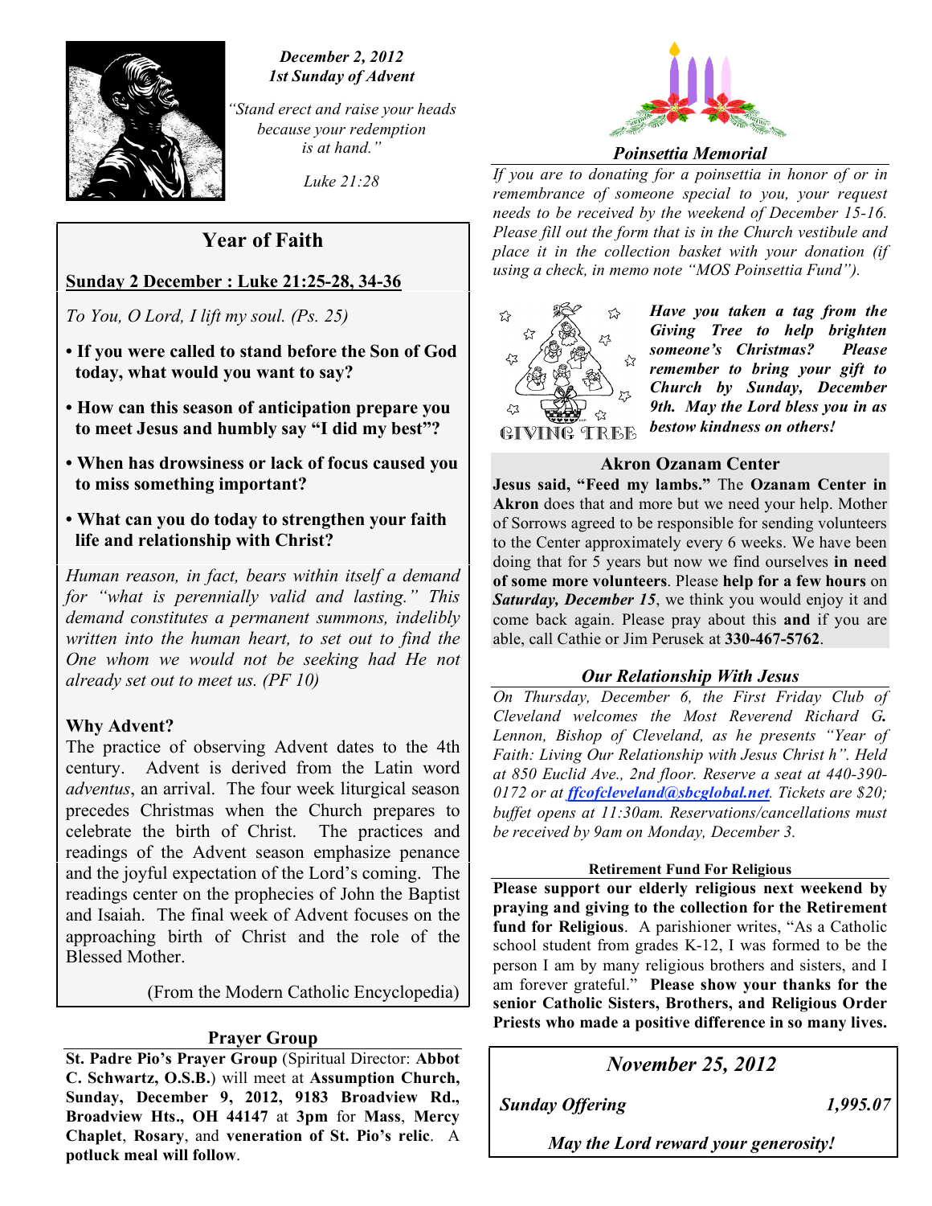*December 2, 2012*
*1st Sunday of Advent*

*"Stand erect and raise your heads because your redemption is at hand."*

*Luke 21:28*

## Year of Faith

**Sunday 2 December : Luke 21:25-28, 34-36**

*To You, O Lord, I lift my soul. (Ps. 25)*

- **If you were called to stand before the Son of God today, what would you want to say?**
- **How can this season of anticipation prepare you to meet Jesus and humbly say "I did my best"?**
- **When has drowsiness or lack of focus caused you to miss something important?**
- **What can you do today to strengthen your faith life and relationship with Christ?**

*Human reason, in fact, bears within itself a demand for "what is perennially valid and lasting." This demand constitutes a permanent summons, indelibly written into the human heart, to set out to find the One whom we would not be seeking had He not already set out to meet us. (PF 10)*

**Why Advent?**

The practice of observing Advent dates to the 4th century. Advent is derived from the Latin word *adventus*, an arrival. The four week liturgical season precedes Christmas when the Church prepares to celebrate the birth of Christ. The practices and readings of the Advent season emphasize penance and the joyful expectation of the Lord's coming. The readings center on the prophecies of John the Baptist and Isaiah. The final week of Advent focuses on the approaching birth of Christ and the role of the Blessed Mother.

(From the Modern Catholic Encyclopedia)

### Prayer Group

**St. Padre Pio's Prayer Group** (Spiritual Director: **Abbot C. Schwartz, O.S.B.**) will meet at **Assumption Church, Sunday, December 9, 2012, 9183 Broadview Rd., Broadview Hts., OH 44147** at **3pm** for **Mass**, **Mercy Chaplet**, **Rosary**, and **veneration of St. Pio's relic**. A **potluck meal will follow**.

### *Poinsettia Memorial*

*If you are to donating for a poinsettia in honor of or in remembrance of someone special to you, your request needs to be received by the weekend of December 15-16. Please fill out the form that is in the Church vestibule and place it in the collection basket with your donation (if using a check, in memo note "MOS Poinsettia Fund").*

GIVING TREE

***Have you taken a tag from the Giving Tree to help brighten someone's Christmas? Please remember to bring your gift to Church by Sunday, December 9th. May the Lord bless you in as bestow kindness on others!***

### Akron Ozanam Center

**Jesus said, "Feed my lambs."** The **Ozanam Center in Akron** does that and more but we need your help. Mother of Sorrows agreed to be responsible for sending volunteers to the Center approximately every 6 weeks. We have been doing that for 5 years but now we find ourselves **in need of some more volunteers**. Please **help for a few hours** on ***Saturday, December 15***, we think you would enjoy it and come back again. Please pray about this **and** if you are able, call Cathie or Jim Perusek at **330-467-5762**.

### *Our Relationship With Jesus*

*On Thursday, December 6, the First Friday Club of Cleveland welcomes the Most Reverend Richard G. Lennon, Bishop of Cleveland, as he presents "Year of Faith: Living Our Relationship with Jesus Christ h". Held at 850 Euclid Ave., 2nd floor. Reserve a seat at 440-390-0172 or at ffcofcleveland@sbcglobal.net. Tickets are $20; buffet opens at 11:30am. Reservations/cancellations must be received by 9am on Monday, December 3.*

#### Retirement Fund For Religious

**Please support our elderly religious next weekend by praying and giving to the collection for the Retirement fund for Religious**. A parishioner writes, "As a Catholic school student from grades K-12, I was formed to be the person I am by many religious brothers and sisters, and I am forever grateful." **Please show your thanks for the senior Catholic Sisters, Brothers, and Religious Order Priests who made a positive difference in so many lives.**

### *November 25, 2012*

| | |
|---|---|
| ***Sunday Offering*** | ***1,995.07*** |

***May the Lord reward your generosity!***